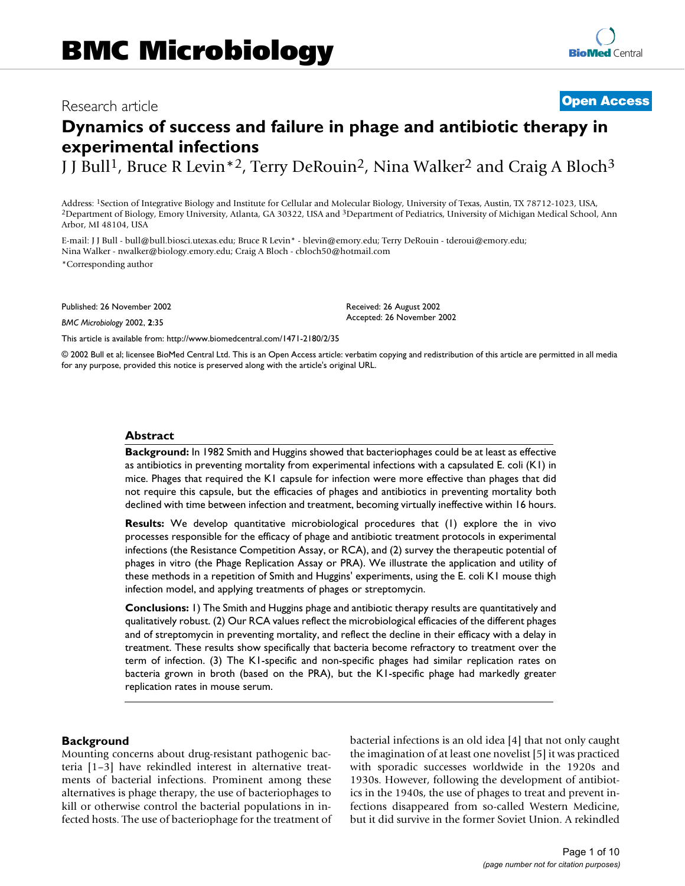BMC Microbiology

Research article

**Open Access**

# Dynamics of success and failure in phage and antibiotic therapy in experimental infections

J J Bull[1], Bruce R Levin*[2], Terry DeRouin[2], Nina Walker[2] and Craig A Bloch[3]

Address: [1]Section of Integrative Biology and Institute for Cellular and Molecular Biology, University of Texas, Austin, TX 78712-1023, USA, [2]Department of Biology, Emory University, Atlanta, GA 30322, USA and [3]Department of Pediatrics, University of Michigan Medical School, Ann Arbor, MI 48104, USA

E-mail: J J Bull - bull@bull.biosci.utexas.edu; Bruce R Levin* - blevin@emory.edu; Terry DeRouin - tderoui@emory.edu; Nina Walker - nwalker@biology.emory.edu; Craig A Bloch - cbloch50@hotmail.com

*Corresponding author

Published: 26 November 2002

*BMC Microbiology* 2002, **2**:35

Received: 26 August 2002

Accepted: 26 November 2002

This article is available from: http://www.biomedcentral.com/1471-2180/2/35

© 2002 Bull et al; licensee BioMed Central Ltd. This is an Open Access article: verbatim copying and redistribution of this article are permitted in all media for any purpose, provided this notice is preserved along with the article's original URL.

## Abstract

**Background:** In 1982 Smith and Huggins showed that bacteriophages could be at least as effective as antibiotics in preventing mortality from experimental infections with a capsulated E. coli (K1) in mice. Phages that required the K1 capsule for infection were more effective than phages that did not require this capsule, but the efficacies of phages and antibiotics in preventing mortality both declined with time between infection and treatment, becoming virtually ineffective within 16 hours.

**Results:** We develop quantitative microbiological procedures that (1) explore the in vivo processes responsible for the efficacy of phage and antibiotic treatment protocols in experimental infections (the Resistance Competition Assay, or RCA), and (2) survey the therapeutic potential of phages in vitro (the Phage Replication Assay or PRA). We illustrate the application and utility of these methods in a repetition of Smith and Huggins' experiments, using the E. coli K1 mouse thigh infection model, and applying treatments of phages or streptomycin.

**Conclusions:** 1) The Smith and Huggins phage and antibiotic therapy results are quantitatively and qualitatively robust. (2) Our RCA values reflect the microbiological efficacies of the different phages and of streptomycin in preventing mortality, and reflect the decline in their efficacy with a delay in treatment. These results show specifically that bacteria become refractory to treatment over the term of infection. (3) The K1-specific and non-specific phages had similar replication rates on bacteria grown in broth (based on the PRA), but the K1-specific phage had markedly greater replication rates in mouse serum.

## Background

Mounting concerns about drug-resistant pathogenic bacteria [1–3] have rekindled interest in alternative treatments of bacterial infections. Prominent among these alternatives is phage therapy, the use of bacteriophages to kill or otherwise control the bacterial populations in infected hosts. The use of bacteriophage for the treatment of bacterial infections is an old idea [4] that not only caught the imagination of at least one novelist [5] it was practiced with sporadic successes worldwide in the 1920s and 1930s. However, following the development of antibiotics in the 1940s, the use of phages to treat and prevent infections disappeared from so-called Western Medicine, but it did survive in the former Soviet Union. A rekindled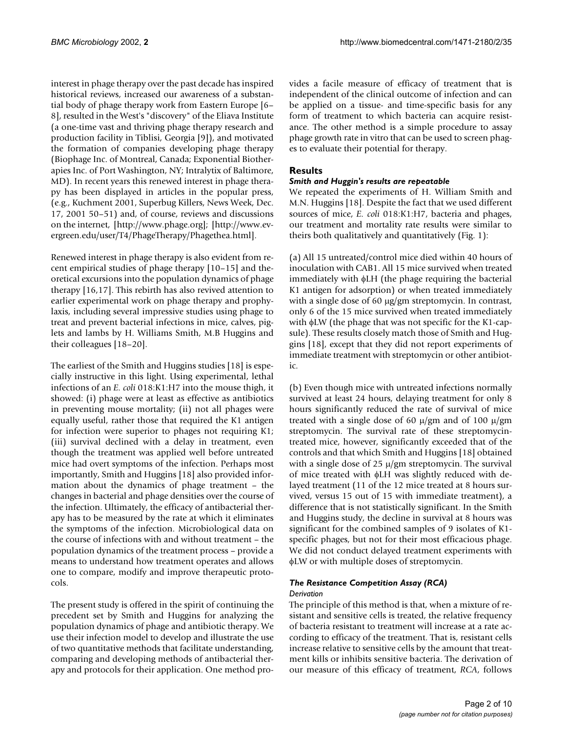interest in phage therapy over the past decade has inspired historical reviews, increased our awareness of a substantial body of phage therapy work from Eastern Europe [6–8], resulted in the West's "discovery" of the Eliava Institute (a one-time vast and thriving phage therapy research and production facility in Tiblisi, Georgia [9]), and motivated the formation of companies developing phage therapy (Biophage Inc. of Montreal, Canada; Exponential Biotherapies Inc. of Port Washington, NY; Intralytix of Baltimore, MD). In recent years this renewed interest in phage therapy has been displayed in articles in the popular press, (e.g., Kuchment 2001, Superbug Killers, News Week, Dec. 17, 2001 50–51) and, of course, reviews and discussions on the internet, [http://www.phage.org]; [http://www.evergreen.edu/user/T4/PhageTherapy/Phagethea.html].

Renewed interest in phage therapy is also evident from recent empirical studies of phage therapy [10–15] and theoretical excursions into the population dynamics of phage therapy [16,17]. This rebirth has also revived attention to earlier experimental work on phage therapy and prophylaxis, including several impressive studies using phage to treat and prevent bacterial infections in mice, calves, piglets and lambs by H. Williams Smith, M.B Huggins and their colleagues [18–20].

The earliest of the Smith and Huggins studies [18] is especially instructive in this light. Using experimental, lethal infections of an *E. coli* 018:K1:H7 into the mouse thigh, it showed: (i) phage were at least as effective as antibiotics in preventing mouse mortality; (ii) not all phages were equally useful, rather those that required the K1 antigen for infection were superior to phages not requiring K1; (iii) survival declined with a delay in treatment, even though the treatment was applied well before untreated mice had overt symptoms of the infection. Perhaps most importantly, Smith and Huggins [18] also provided information about the dynamics of phage treatment – the changes in bacterial and phage densities over the course of the infection. Ultimately, the efficacy of antibacterial therapy has to be measured by the rate at which it eliminates the symptoms of the infection. Microbiological data on the course of infections with and without treatment – the population dynamics of the treatment process – provide a means to understand how treatment operates and allows one to compare, modify and improve therapeutic protocols.

The present study is offered in the spirit of continuing the precedent set by Smith and Huggins for analyzing the population dynamics of phage and antibiotic therapy. We use their infection model to develop and illustrate the use of two quantitative methods that facilitate understanding, comparing and developing methods of antibacterial therapy and protocols for their application. One method provides a facile measure of efficacy of treatment that is independent of the clinical outcome of infection and can be applied on a tissue- and time-specific basis for any form of treatment to which bacteria can acquire resistance. The other method is a simple procedure to assay phage growth rate in vitro that can be used to screen phages to evaluate their potential for therapy.

## Results

### *Smith and Huggin's results are repeatable*

We repeated the experiments of H. William Smith and M.N. Huggins [18]. Despite the fact that we used different sources of mice, *E. coli* 018:K1:H7, bacteria and phages, our treatment and mortality rate results were similar to theirs both qualitatively and quantitatively (Fig. 1):

(a) All 15 untreated/control mice died within 40 hours of inoculation with CAB1. All 15 mice survived when treated immediately with ϕLH (the phage requiring the bacterial K1 antigen for adsorption) or when treated immediately with a single dose of 60 μg/gm streptomycin. In contrast, only 6 of the 15 mice survived when treated immediately with ϕLW (the phage that was not specific for the K1-capsule). These results closely match those of Smith and Huggins [18], except that they did not report experiments of immediate treatment with streptomycin or other antibiotic.

(b) Even though mice with untreated infections normally survived at least 24 hours, delaying treatment for only 8 hours significantly reduced the rate of survival of mice treated with a single dose of 60 μ/gm and of 100 μ/gm streptomycin. The survival rate of these streptomycin-treated mice, however, significantly exceeded that of the controls and that which Smith and Huggins [18] obtained with a single dose of 25 μ/gm streptomycin. The survival of mice treated with ϕLH was slightly reduced with delayed treatment (11 of the 12 mice treated at 8 hours survived, versus 15 out of 15 with immediate treatment), a difference that is not statistically significant. In the Smith and Huggins study, the decline in survival at 8 hours was significant for the combined samples of 9 isolates of K1-specific phages, but not for their most efficacious phage. We did not conduct delayed treatment experiments with ϕLW or with multiple doses of streptomycin.

### *The Resistance Competition Assay (RCA)*

#### *Derivation*

The principle of this method is that, when a mixture of resistant and sensitive cells is treated, the relative frequency of bacteria resistant to treatment will increase at a rate according to efficacy of the treatment. That is, resistant cells increase relative to sensitive cells by the amount that treatment kills or inhibits sensitive bacteria. The derivation of our measure of this efficacy of treatment, *RCA*, follows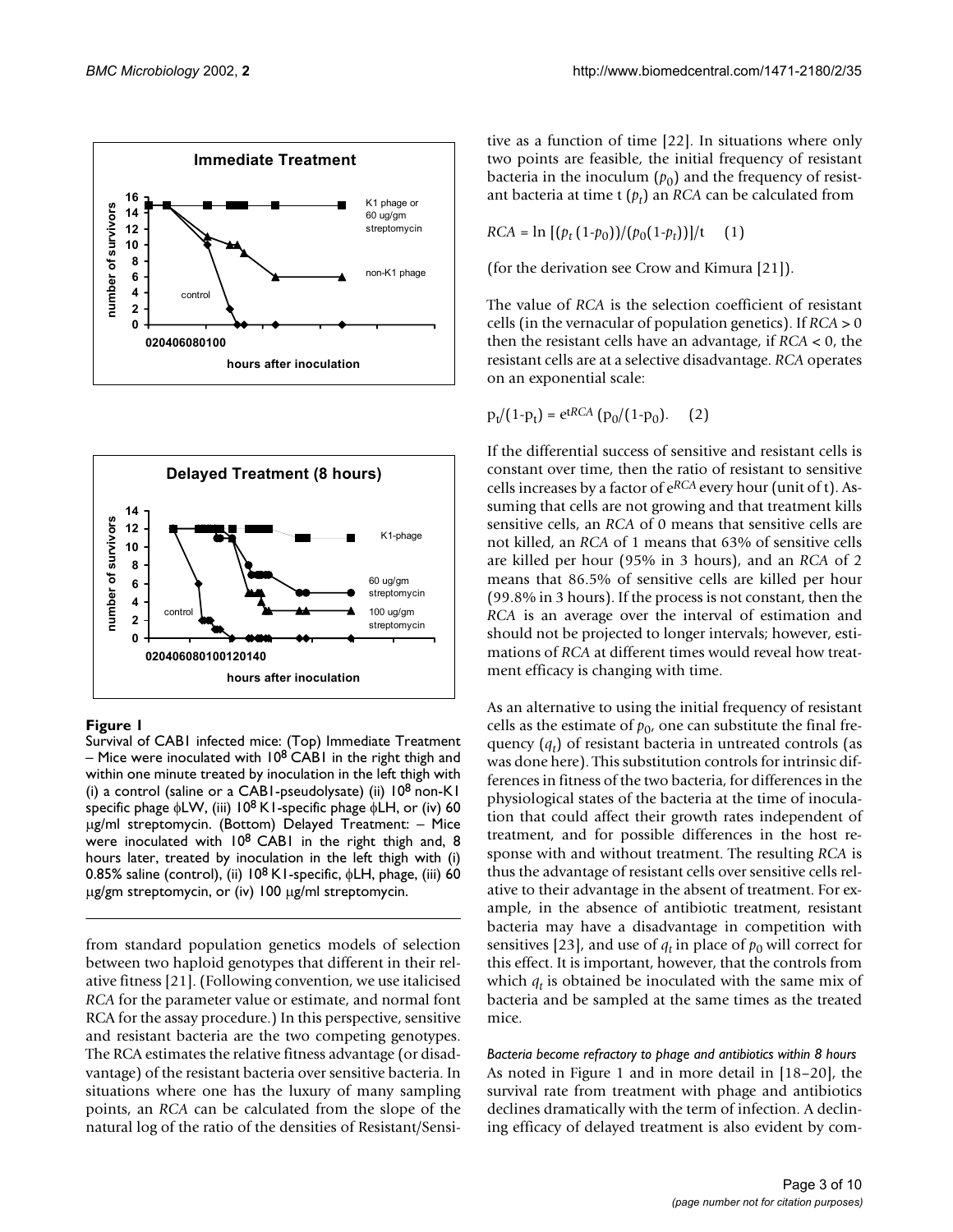**Figure 1**

Survival of CAB1 infected mice: (Top) Immediate Treatment – Mice were inoculated with $10^8$ CAB1 in the right thigh and within one minute treated by inoculation in the left thigh with (i) a control (saline or a CAB1-pseudolysate) (ii) $10^8$ non-K1 specific phage ϕLW, (iii) $10^8$ K1-specific phage ϕLH, or (iv) 60 μg/ml streptomycin. (Bottom) Delayed Treatment: – Mice were inoculated with $10^8$ CAB1 in the right thigh and, 8 hours later, treated by inoculation in the left thigh with (i) 0.85% saline (control), (ii) $10^8$ K1-specific, ϕLH, phage, (iii) 60 μg/gm streptomycin, or (iv) 100 μg/ml streptomycin.

from standard population genetics models of selection between two haploid genotypes that different in their relative fitness [21]. (Following convention, we use italicised *RCA* for the parameter value or estimate, and normal font RCA for the assay procedure.) In this perspective, sensitive and resistant bacteria are the two competing genotypes. The RCA estimates the relative fitness advantage (or disadvantage) of the resistant bacteria over sensitive bacteria. In situations where one has the luxury of many sampling points, an *RCA* can be calculated from the slope of the natural log of the ratio of the densities of Resistant/Sensitive as a function of time [22]. In situations where only two points are feasible, the initial frequency of resistant bacteria in the inoculum ($p_0$) and the frequency of resistant bacteria at time t ($p_t$) an *RCA* can be calculated from

$$RCA = \ln [(p_t (1\text{-}p_0))/(p_0(1\text{-}p_t))]/t \quad (1)$$

(for the derivation see Crow and Kimura [21]).

The value of *RCA* is the selection coefficient of resistant cells (in the vernacular of population genetics). If $RCA > 0$ then the resistant cells have an advantage, if $RCA < 0$, the resistant cells are at a selective disadvantage. *RCA* operates on an exponential scale:

$$p_t/(1\text{-}p_t) = e^{tRCA} (p_0/(1\text{-}p_0)). \quad (2)$$

If the differential success of sensitive and resistant cells is constant over time, then the ratio of resistant to sensitive cells increases by a factor of $e^{RCA}$ every hour (unit of t). Assuming that cells are not growing and that treatment kills sensitive cells, an *RCA* of 0 means that sensitive cells are not killed, an *RCA* of 1 means that 63% of sensitive cells are killed per hour (95% in 3 hours), and an *RCA* of 2 means that 86.5% of sensitive cells are killed per hour (99.8% in 3 hours). If the process is not constant, then the *RCA* is an average over the interval of estimation and should not be projected to longer intervals; however, estimations of *RCA* at different times would reveal how treatment efficacy is changing with time.

As an alternative to using the initial frequency of resistant cells as the estimate of $p_0$, one can substitute the final frequency ($q_t$) of resistant bacteria in untreated controls (as was done here). This substitution controls for intrinsic differences in fitness of the two bacteria, for differences in the physiological states of the bacteria at the time of inoculation that could affect their growth rates independent of treatment, and for possible differences in the host response with and without treatment. The resulting *RCA* is thus the advantage of resistant cells over sensitive cells relative to their advantage in the absence of treatment. For example, in the absence of antibiotic treatment, resistant bacteria may have a disadvantage in competition with sensitives [23], and use of $q_t$ in place of $p_0$ will correct for this effect. It is important, however, that the controls from which $q_t$ is obtained be inoculated with the same mix of bacteria and be sampled at the same times as the treated mice.

#### *Bacteria become refractory to phage and antibiotics within 8 hours*

As noted in Figure 1 and in more detail in [18–20], the survival rate from treatment with phage and antibiotics declines dramatically with the term of infection. A declining efficacy of delayed treatment is also evident by com-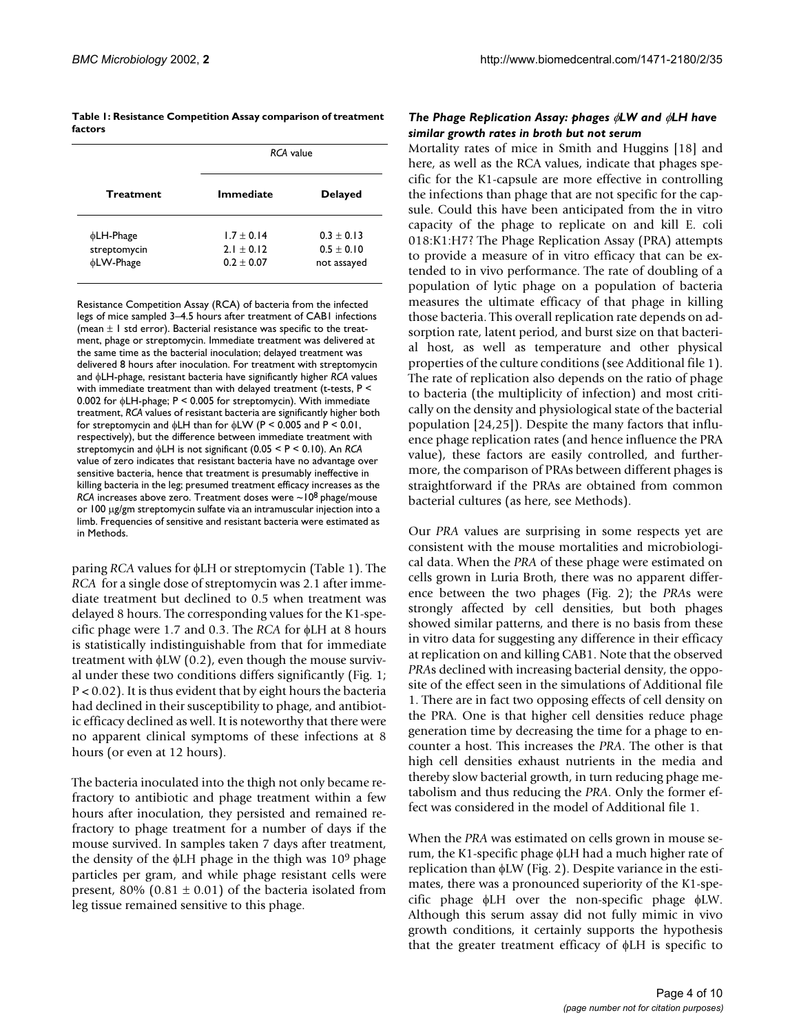**Table 1: Resistance Competition Assay comparison of treatment factors**

| Treatment | *RCA* value | |
|---|---|---|
| | Immediate | Delayed |
| ϕLH-Phage | 1.7 ± 0.14 | 0.3 ± 0.13 |
| streptomycin | 2.1 ± 0.12 | 0.5 ± 0.10 |
| ϕLW-Phage | 0.2 ± 0.07 | not assayed |

Resistance Competition Assay (RCA) of bacteria from the infected legs of mice sampled 3–4.5 hours after treatment of CAB1 infections (mean ± 1 std error). Bacterial resistance was specific to the treatment, phage or streptomycin. Immediate treatment was delivered at the same time as the bacterial inoculation; delayed treatment was delivered 8 hours after inoculation. For treatment with streptomycin and ϕLH-phage, resistant bacteria have significantly higher *RCA* values with immediate treatment than with delayed treatment (t-tests, $P < 0.002$ for ϕLH-phage; $P < 0.005$ for streptomycin). With immediate treatment, *RCA* values of resistant bacteria are significantly higher both for streptomycin and ϕLH than for ϕLW ($P < 0.005$ and $P < 0.01$, respectively), but the difference between immediate treatment with streptomycin and ϕLH is not significant ($0.05 < P < 0.10$). An *RCA* value of zero indicates that resistant bacteria have no advantage over sensitive bacteria, hence that treatment is presumably ineffective in killing bacteria in the leg; presumed treatment efficacy increases as the *RCA* increases above zero. Treatment doses were ~$10^8$ phage/mouse or 100 μg/gm streptomycin sulfate via an intramuscular injection into a limb. Frequencies of sensitive and resistant bacteria were estimated as in Methods.

paring *RCA* values for ϕLH or streptomycin (Table 1). The *RCA* for a single dose of streptomycin was 2.1 after immediate treatment but declined to 0.5 when treatment was delayed 8 hours. The corresponding values for the K1-specific phage were 1.7 and 0.3. The *RCA* for ϕLH at 8 hours is statistically indistinguishable from that for immediate treatment with ϕLW (0.2), even though the mouse survival under these two conditions differs significantly (Fig. 1; $P < 0.02$). It is thus evident that by eight hours the bacteria had declined in their susceptibility to phage, and antibiotic efficacy declined as well. It is noteworthy that there were no apparent clinical symptoms of these infections at 8 hours (or even at 12 hours).

The bacteria inoculated into the thigh not only became refractory to antibiotic and phage treatment within a few hours after inoculation, they persisted and remained refractory to phage treatment for a number of days if the mouse survived. In samples taken 7 days after treatment, the density of the ϕLH phage in the thigh was $10^9$ phage particles per gram, and while phage resistant cells were present, 80% (0.81 ± 0.01) of the bacteria isolated from leg tissue remained sensitive to this phage.

### *The Phage Replication Assay: phages ϕLW and ϕLH have similar growth rates in broth but not serum*

Mortality rates of mice in Smith and Huggins [18] and here, as well as the RCA values, indicate that phages specific for the K1-capsule are more effective in controlling the infections than phage that are not specific for the capsule. Could this have been anticipated from the in vitro capacity of the phage to replicate on and kill E. coli 018:K1:H7? The Phage Replication Assay (PRA) attempts to provide a measure of in vitro efficacy that can be extended to in vivo performance. The rate of doubling of a population of lytic phage on a population of bacteria measures the ultimate efficacy of that phage in killing those bacteria. This overall replication rate depends on adsorption rate, latent period, and burst size on that bacterial host, as well as temperature and other physical properties of the culture conditions (see Additional file 1). The rate of replication also depends on the ratio of phage to bacteria (the multiplicity of infection) and most critically on the density and physiological state of the bacterial population [24,25]). Despite the many factors that influence phage replication rates (and hence influence the PRA value), these factors are easily controlled, and furthermore, the comparison of PRAs between different phages is straightforward if the PRAs are obtained from common bacterial cultures (as here, see Methods).

Our *PRA* values are surprising in some respects yet are consistent with the mouse mortalities and microbiological data. When the *PRA* of these phage were estimated on cells grown in Luria Broth, there was no apparent difference between the two phages (Fig. 2); the *PRA*s were strongly affected by cell densities, but both phages showed similar patterns, and there is no basis from these in vitro data for suggesting any difference in their efficacy at replication on and killing CAB1. Note that the observed *PRA*s declined with increasing bacterial density, the opposite of the effect seen in the simulations of Additional file 1. There are in fact two opposing effects of cell density on the PRA. One is that higher cell densities reduce phage generation time by decreasing the time for a phage to encounter a host. This increases the *PRA*. The other is that high cell densities exhaust nutrients in the media and thereby slow bacterial growth, in turn reducing phage metabolism and thus reducing the *PRA*. Only the former effect was considered in the model of Additional file 1.

When the *PRA* was estimated on cells grown in mouse serum, the K1-specific phage ϕLH had a much higher rate of replication than ϕLW (Fig. 2). Despite variance in the estimates, there was a pronounced superiority of the K1-specific phage ϕLH over the non-specific phage ϕLW. Although this serum assay did not fully mimic in vivo growth conditions, it certainly supports the hypothesis that the greater treatment efficacy of ϕLH is specific to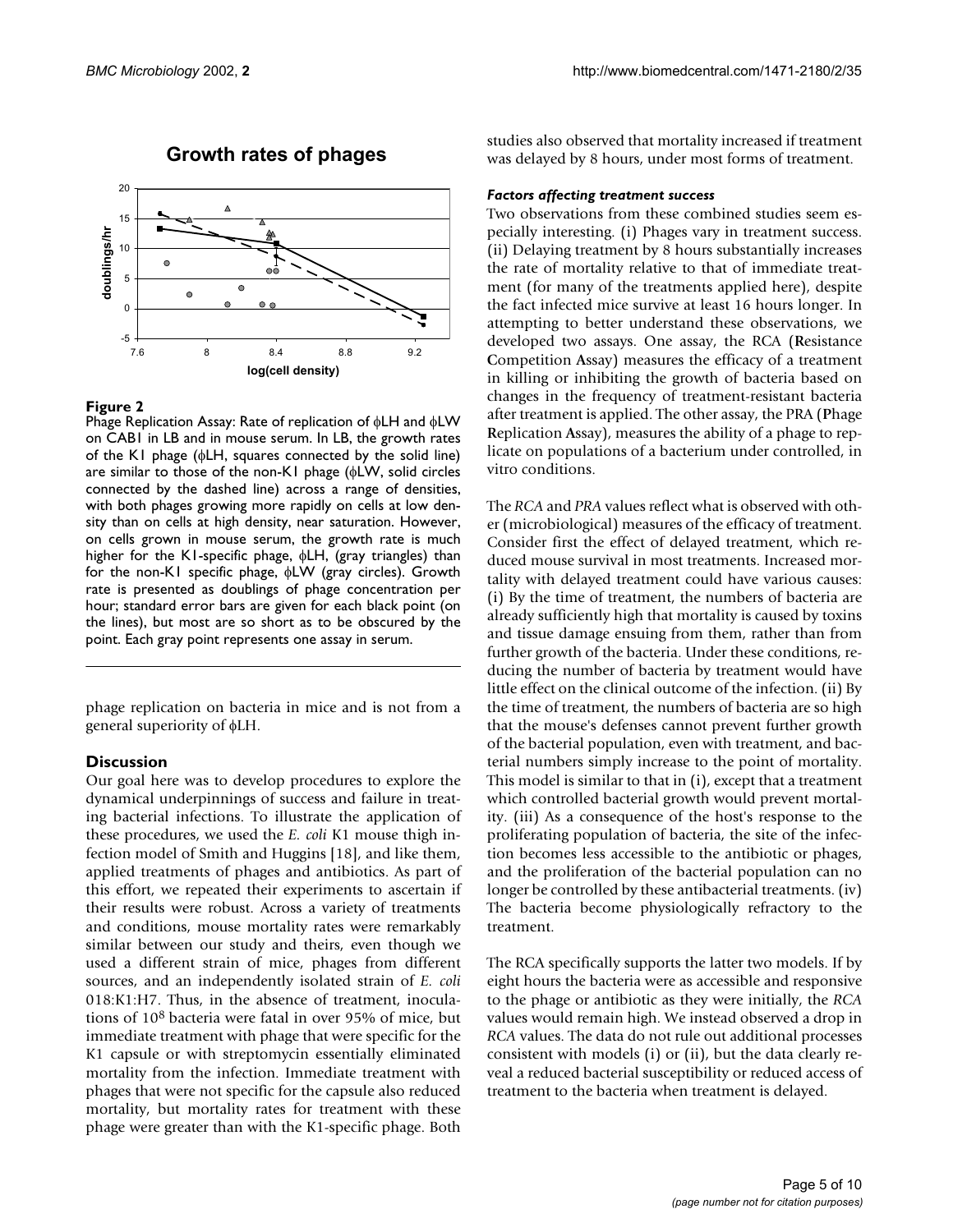Growth rates of phages

20
15
10
5
0
-5

doublings/hr

7.6
8
8.4
8.8
9.2

log(cell density)

**Figure 2**

Phage Replication Assay: Rate of replication of ϕLH and ϕLW on CAB1 in LB and in mouse serum. In LB, the growth rates of the K1 phage (ϕLH, squares connected by the solid line) are similar to those of the non-K1 phage (ϕLW, solid circles connected by the dashed line) across a range of densities, with both phages growing more rapidly on cells at low density than on cells at high density, near saturation. However, on cells grown in mouse serum, the growth rate is much higher for the K1-specific phage, ϕLH, (gray triangles) than for the non-K1 specific phage, ϕLW (gray circles). Growth rate is presented as doublings of phage concentration per hour; standard error bars are given for each black point (on the lines), but most are so short as to be obscured by the point. Each gray point represents one assay in serum.

phage replication on bacteria in mice and is not from a general superiority of ϕLH.

## Discussion

Our goal here was to develop procedures to explore the dynamical underpinnings of success and failure in treating bacterial infections. To illustrate the application of these procedures, we used the *E. coli* K1 mouse thigh infection model of Smith and Huggins [18], and like them, applied treatments of phages and antibiotics. As part of this effort, we repeated their experiments to ascertain if their results were robust. Across a variety of treatments and conditions, mouse mortality rates were remarkably similar between our study and theirs, even though we used a different strain of mice, phages from different sources, and an independently isolated strain of *E. coli* 018:K1:H7. Thus, in the absence of treatment, inoculations of $10^8$ bacteria were fatal in over 95% of mice, but immediate treatment with phage that were specific for the K1 capsule or with streptomycin essentially eliminated mortality from the infection. Immediate treatment with phages that were not specific for the capsule also reduced mortality, but mortality rates for treatment with these phage were greater than with the K1-specific phage. Both studies also observed that mortality increased if treatment was delayed by 8 hours, under most forms of treatment.

### *Factors affecting treatment success*

Two observations from these combined studies seem especially interesting. (i) Phages vary in treatment success. (ii) Delaying treatment by 8 hours substantially increases the rate of mortality relative to that of immediate treatment (for many of the treatments applied here), despite the fact infected mice survive at least 16 hours longer. In attempting to better understand these observations, we developed two assays. One assay, the RCA (**R**esistance **C**ompetition **A**ssay) measures the efficacy of a treatment in killing or inhibiting the growth of bacteria based on changes in the frequency of treatment-resistant bacteria after treatment is applied. The other assay, the PRA (**P**hage **R**eplication **A**ssay), measures the ability of a phage to replicate on populations of a bacterium under controlled, in vitro conditions.

The *RCA* and *PRA* values reflect what is observed with other (microbiological) measures of the efficacy of treatment. Consider first the effect of delayed treatment, which reduced mouse survival in most treatments. Increased mortality with delayed treatment could have various causes: (i) By the time of treatment, the numbers of bacteria are already sufficiently high that mortality is caused by toxins and tissue damage ensuing from them, rather than from further growth of the bacteria. Under these conditions, reducing the number of bacteria by treatment would have little effect on the clinical outcome of the infection. (ii) By the time of treatment, the numbers of bacteria are so high that the mouse's defenses cannot prevent further growth of the bacterial population, even with treatment, and bacterial numbers simply increase to the point of mortality. This model is similar to that in (i), except that a treatment which controlled bacterial growth would prevent mortality. (iii) As a consequence of the host's response to the proliferating population of bacteria, the site of the infection becomes less accessible to the antibiotic or phages, and the proliferation of the bacterial population can no longer be controlled by these antibacterial treatments. (iv) The bacteria become physiologically refractory to the treatment.

The RCA specifically supports the latter two models. If by eight hours the bacteria were as accessible and responsive to the phage or antibiotic as they were initially, the *RCA* values would remain high. We instead observed a drop in *RCA* values. The data do not rule out additional processes consistent with models (i) or (ii), but the data clearly reveal a reduced bacterial susceptibility or reduced access of treatment to the bacteria when treatment is delayed.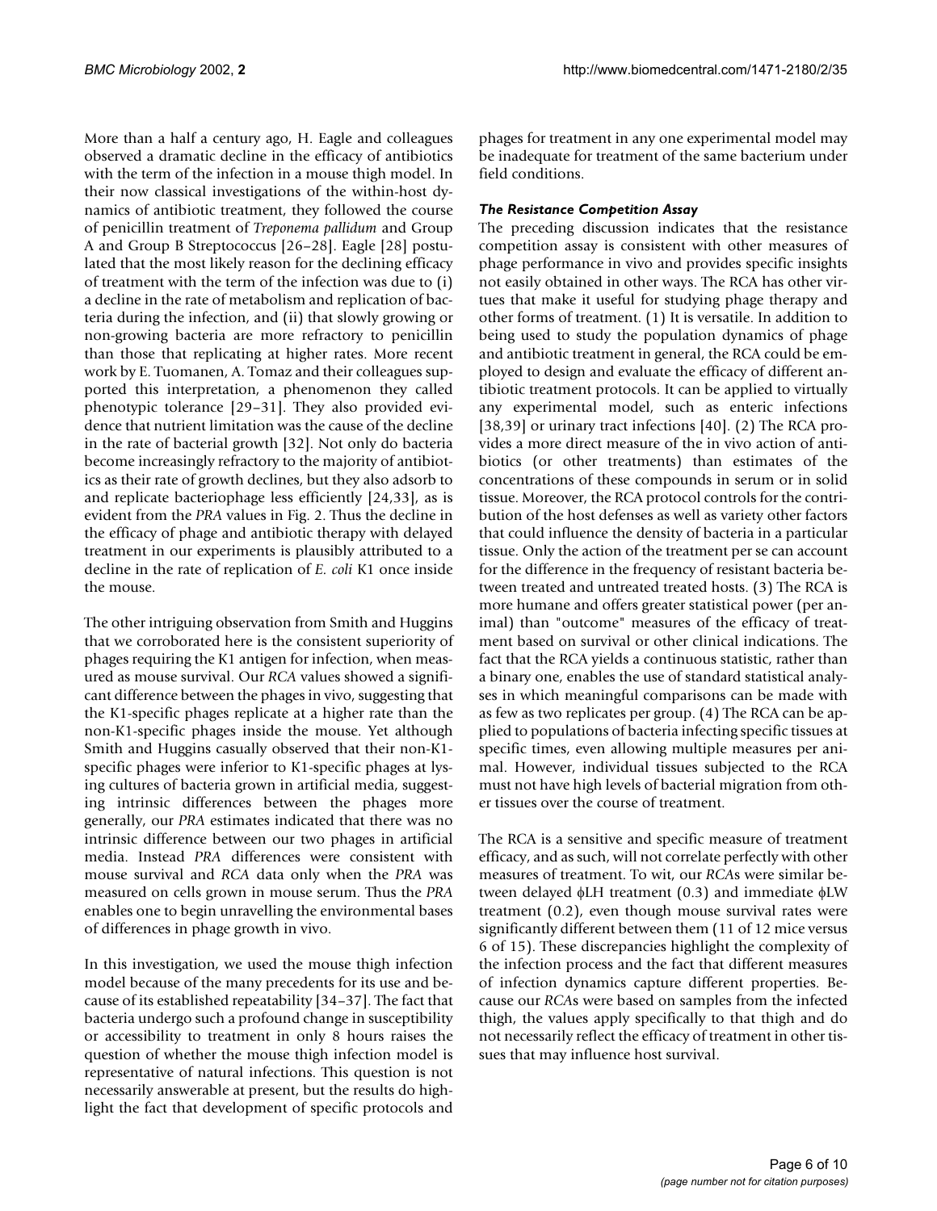More than a half a century ago, H. Eagle and colleagues observed a dramatic decline in the efficacy of antibiotics with the term of the infection in a mouse thigh model. In their now classical investigations of the within-host dynamics of antibiotic treatment, they followed the course of penicillin treatment of *Treponema pallidum* and Group A and Group B Streptococcus [26–28]. Eagle [28] postulated that the most likely reason for the declining efficacy of treatment with the term of the infection was due to (i) a decline in the rate of metabolism and replication of bacteria during the infection, and (ii) that slowly growing or non-growing bacteria are more refractory to penicillin than those that replicating at higher rates. More recent work by E. Tuomanen, A. Tomaz and their colleagues supported this interpretation, a phenomenon they called phenotypic tolerance [29–31]. They also provided evidence that nutrient limitation was the cause of the decline in the rate of bacterial growth [32]. Not only do bacteria become increasingly refractory to the majority of antibiotics as their rate of growth declines, but they also adsorb to and replicate bacteriophage less efficiently [24,33], as is evident from the *PRA* values in Fig. 2. Thus the decline in the efficacy of phage and antibiotic therapy with delayed treatment in our experiments is plausibly attributed to a decline in the rate of replication of *E. coli* K1 once inside the mouse.

The other intriguing observation from Smith and Huggins that we corroborated here is the consistent superiority of phages requiring the K1 antigen for infection, when measured as mouse survival. Our *RCA* values showed a significant difference between the phages in vivo, suggesting that the K1-specific phages replicate at a higher rate than the non-K1-specific phages inside the mouse. Yet although Smith and Huggins casually observed that their non-K1-specific phages were inferior to K1-specific phages at lysing cultures of bacteria grown in artificial media, suggesting intrinsic differences between the phages more generally, our *PRA* estimates indicated that there was no intrinsic difference between our two phages in artificial media. Instead *PRA* differences were consistent with mouse survival and *RCA* data only when the *PRA* was measured on cells grown in mouse serum. Thus the *PRA* enables one to begin unravelling the environmental bases of differences in phage growth in vivo.

In this investigation, we used the mouse thigh infection model because of the many precedents for its use and because of its established repeatability [34–37]. The fact that bacteria undergo such a profound change in susceptibility or accessibility to treatment in only 8 hours raises the question of whether the mouse thigh infection model is representative of natural infections. This question is not necessarily answerable at present, but the results do highlight the fact that development of specific protocols and phages for treatment in any one experimental model may be inadequate for treatment of the same bacterium under field conditions.

### *The Resistance Competition Assay*

The preceding discussion indicates that the resistance competition assay is consistent with other measures of phage performance in vivo and provides specific insights not easily obtained in other ways. The RCA has other virtues that make it useful for studying phage therapy and other forms of treatment. (1) It is versatile. In addition to being used to study the population dynamics of phage and antibiotic treatment in general, the RCA could be employed to design and evaluate the efficacy of different antibiotic treatment protocols. It can be applied to virtually any experimental model, such as enteric infections [38,39] or urinary tract infections [40]. (2) The RCA provides a more direct measure of the in vivo action of antibiotics (or other treatments) than estimates of the concentrations of these compounds in serum or in solid tissue. Moreover, the RCA protocol controls for the contribution of the host defenses as well as variety other factors that could influence the density of bacteria in a particular tissue. Only the action of the treatment per se can account for the difference in the frequency of resistant bacteria between treated and untreated treated hosts. (3) The RCA is more humane and offers greater statistical power (per animal) than "outcome" measures of the efficacy of treatment based on survival or other clinical indications. The fact that the RCA yields a continuous statistic, rather than a binary one, enables the use of standard statistical analyses in which meaningful comparisons can be made with as few as two replicates per group. (4) The RCA can be applied to populations of bacteria infecting specific tissues at specific times, even allowing multiple measures per animal. However, individual tissues subjected to the RCA must not have high levels of bacterial migration from other tissues over the course of treatment.

The RCA is a sensitive and specific measure of treatment efficacy, and as such, will not correlate perfectly with other measures of treatment. To wit, our *RCA*s were similar between delayed ϕLH treatment (0.3) and immediate ϕLW treatment (0.2), even though mouse survival rates were significantly different between them (11 of 12 mice versus 6 of 15). These discrepancies highlight the complexity of the infection process and the fact that different measures of infection dynamics capture different properties. Because our *RCA*s were based on samples from the infected thigh, the values apply specifically to that thigh and do not necessarily reflect the efficacy of treatment in other tissues that may influence host survival.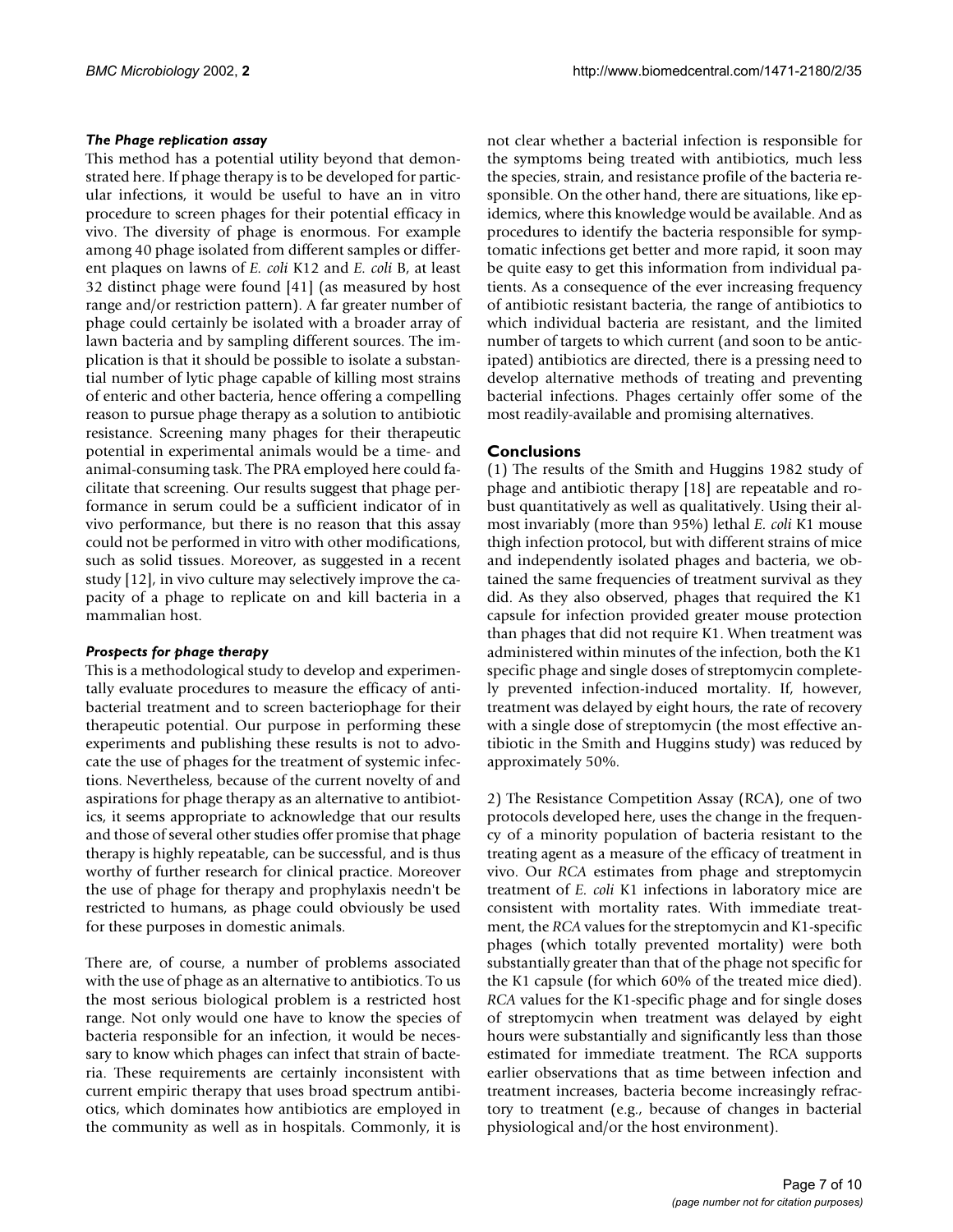### *The Phage replication assay*

This method has a potential utility beyond that demonstrated here. If phage therapy is to be developed for particular infections, it would be useful to have an in vitro procedure to screen phages for their potential efficacy in vivo. The diversity of phage is enormous. For example among 40 phage isolated from different samples or different plaques on lawns of *E. coli* K12 and *E. coli* B, at least 32 distinct phage were found [41] (as measured by host range and/or restriction pattern). A far greater number of phage could certainly be isolated with a broader array of lawn bacteria and by sampling different sources. The implication is that it should be possible to isolate a substantial number of lytic phage capable of killing most strains of enteric and other bacteria, hence offering a compelling reason to pursue phage therapy as a solution to antibiotic resistance. Screening many phages for their therapeutic potential in experimental animals would be a time- and animal-consuming task. The PRA employed here could facilitate that screening. Our results suggest that phage performance in serum could be a sufficient indicator of in vivo performance, but there is no reason that this assay could not be performed in vitro with other modifications, such as solid tissues. Moreover, as suggested in a recent study [12], in vivo culture may selectively improve the capacity of a phage to replicate on and kill bacteria in a mammalian host.

### *Prospects for phage therapy*

This is a methodological study to develop and experimentally evaluate procedures to measure the efficacy of antibacterial treatment and to screen bacteriophage for their therapeutic potential. Our purpose in performing these experiments and publishing these results is not to advocate the use of phages for the treatment of systemic infections. Nevertheless, because of the current novelty of and aspirations for phage therapy as an alternative to antibiotics, it seems appropriate to acknowledge that our results and those of several other studies offer promise that phage therapy is highly repeatable, can be successful, and is thus worthy of further research for clinical practice. Moreover the use of phage for therapy and prophylaxis needn't be restricted to humans, as phage could obviously be used for these purposes in domestic animals.

There are, of course, a number of problems associated with the use of phage as an alternative to antibiotics. To us the most serious biological problem is a restricted host range. Not only would one have to know the species of bacteria responsible for an infection, it would be necessary to know which phages can infect that strain of bacteria. These requirements are certainly inconsistent with current empiric therapy that uses broad spectrum antibiotics, which dominates how antibiotics are employed in the community as well as in hospitals. Commonly, it is not clear whether a bacterial infection is responsible for the symptoms being treated with antibiotics, much less the species, strain, and resistance profile of the bacteria responsible. On the other hand, there are situations, like epidemics, where this knowledge would be available. And as procedures to identify the bacteria responsible for symptomatic infections get better and more rapid, it soon may be quite easy to get this information from individual patients. As a consequence of the ever increasing frequency of antibiotic resistant bacteria, the range of antibiotics to which individual bacteria are resistant, and the limited number of targets to which current (and soon to be anticipated) antibiotics are directed, there is a pressing need to develop alternative methods of treating and preventing bacterial infections. Phages certainly offer some of the most readily-available and promising alternatives.

## Conclusions

(1) The results of the Smith and Huggins 1982 study of phage and antibiotic therapy [18] are repeatable and robust quantitatively as well as qualitatively. Using their almost invariably (more than 95%) lethal *E. coli* K1 mouse thigh infection protocol, but with different strains of mice and independently isolated phages and bacteria, we obtained the same frequencies of treatment survival as they did. As they also observed, phages that required the K1 capsule for infection provided greater mouse protection than phages that did not require K1. When treatment was administered within minutes of the infection, both the K1 specific phage and single doses of streptomycin completely prevented infection-induced mortality. If, however, treatment was delayed by eight hours, the rate of recovery with a single dose of streptomycin (the most effective antibiotic in the Smith and Huggins study) was reduced by approximately 50%.

2) The Resistance Competition Assay (RCA), one of two protocols developed here, uses the change in the frequency of a minority population of bacteria resistant to the treating agent as a measure of the efficacy of treatment in vivo. Our *RCA* estimates from phage and streptomycin treatment of *E. coli* K1 infections in laboratory mice are consistent with mortality rates. With immediate treatment, the *RCA* values for the streptomycin and K1-specific phages (which totally prevented mortality) were both substantially greater than that of the phage not specific for the K1 capsule (for which 60% of the treated mice died). *RCA* values for the K1-specific phage and for single doses of streptomycin when treatment was delayed by eight hours were substantially and significantly less than those estimated for immediate treatment. The RCA supports earlier observations that as time between infection and treatment increases, bacteria become increasingly refractory to treatment (e.g., because of changes in bacterial physiological and/or the host environment).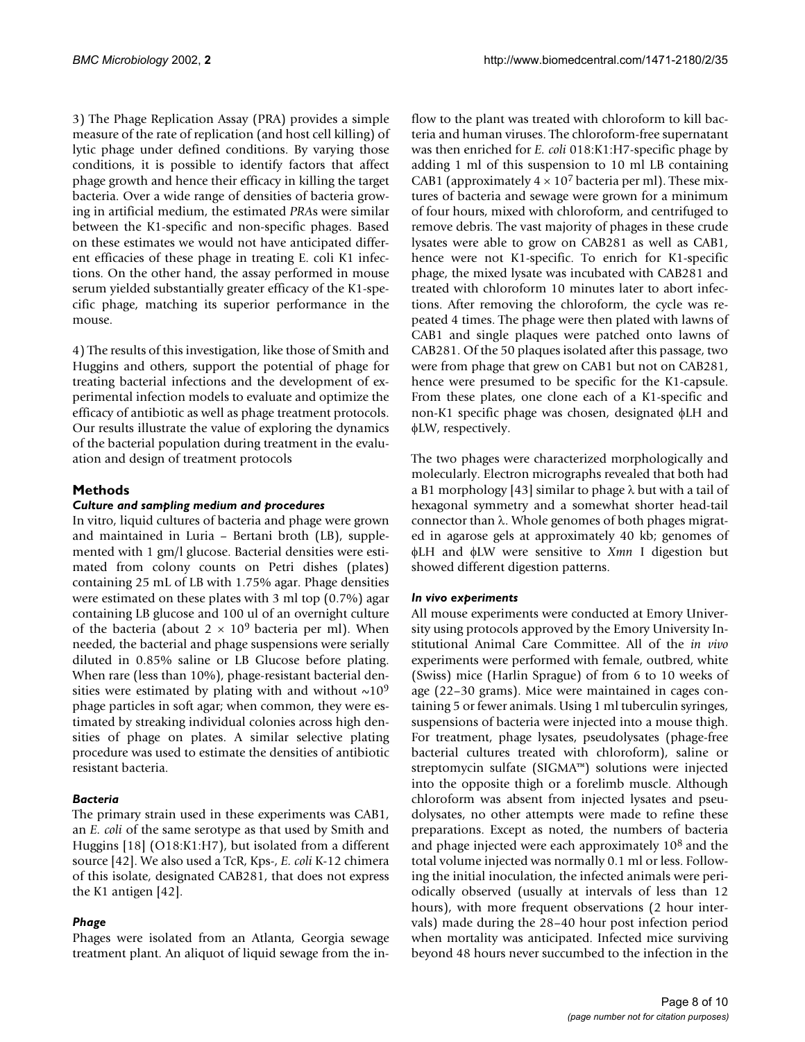3) The Phage Replication Assay (PRA) provides a simple measure of the rate of replication (and host cell killing) of lytic phage under defined conditions. By varying those conditions, it is possible to identify factors that affect phage growth and hence their efficacy in killing the target bacteria. Over a wide range of densities of bacteria growing in artificial medium, the estimated *PRA*s were similar between the K1-specific and non-specific phages. Based on these estimates we would not have anticipated different efficacies of these phage in treating E. coli K1 infections. On the other hand, the assay performed in mouse serum yielded substantially greater efficacy of the K1-specific phage, matching its superior performance in the mouse.

4) The results of this investigation, like those of Smith and Huggins and others, support the potential of phage for treating bacterial infections and the development of experimental infection models to evaluate and optimize the efficacy of antibiotic as well as phage treatment protocols. Our results illustrate the value of exploring the dynamics of the bacterial population during treatment in the evaluation and design of treatment protocols

## Methods

### *Culture and sampling medium and procedures*

In vitro, liquid cultures of bacteria and phage were grown and maintained in Luria – Bertani broth (LB), supplemented with 1 gm/l glucose. Bacterial densities were estimated from colony counts on Petri dishes (plates) containing 25 mL of LB with 1.75% agar. Phage densities were estimated on these plates with 3 ml top (0.7%) agar containing LB glucose and 100 ul of an overnight culture of the bacteria (about $2 \times 10^9$ bacteria per ml). When needed, the bacterial and phage suspensions were serially diluted in 0.85% saline or LB Glucose before plating. When rare (less than 10%), phage-resistant bacterial densities were estimated by plating with and without $\sim 10^9$ phage particles in soft agar; when common, they were estimated by streaking individual colonies across high densities of phage on plates. A similar selective plating procedure was used to estimate the densities of antibiotic resistant bacteria.

### *Bacteria*

The primary strain used in these experiments was CAB1, an *E. coli* of the same serotype as that used by Smith and Huggins [18] (O18:K1:H7), but isolated from a different source [42]. We also used a TcR, Kps-, *E. coli* K-12 chimera of this isolate, designated CAB281, that does not express the K1 antigen [42].

### *Phage*

Phages were isolated from an Atlanta, Georgia sewage treatment plant. An aliquot of liquid sewage from the inflow to the plant was treated with chloroform to kill bacteria and human viruses. The chloroform-free supernatant was then enriched for *E. coli* 018:K1:H7-specific phage by adding 1 ml of this suspension to 10 ml LB containing CAB1 (approximately $4 \times 10^7$ bacteria per ml). These mixtures of bacteria and sewage were grown for a minimum of four hours, mixed with chloroform, and centrifuged to remove debris. The vast majority of phages in these crude lysates were able to grow on CAB281 as well as CAB1, hence were not K1-specific. To enrich for K1-specific phage, the mixed lysate was incubated with CAB281 and treated with chloroform 10 minutes later to abort infections. After removing the chloroform, the cycle was repeated 4 times. The phage were then plated with lawns of CAB1 and single plaques were patched onto lawns of CAB281. Of the 50 plaques isolated after this passage, two were from phage that grew on CAB1 but not on CAB281, hence were presumed to be specific for the K1-capsule. From these plates, one clone each of a K1-specific and non-K1 specific phage was chosen, designated ϕLH and ϕLW, respectively.

The two phages were characterized morphologically and molecularly. Electron micrographs revealed that both had a B1 morphology [43] similar to phage λ but with a tail of hexagonal symmetry and a somewhat shorter head-tail connector than λ. Whole genomes of both phages migrated in agarose gels at approximately 40 kb; genomes of ϕLH and ϕLW were sensitive to *Xmn* I digestion but showed different digestion patterns.

### *In vivo experiments*

All mouse experiments were conducted at Emory University using protocols approved by the Emory University Institutional Animal Care Committee. All of the *in vivo* experiments were performed with female, outbred, white (Swiss) mice (Harlin Sprague) of from 6 to 10 weeks of age (22–30 grams). Mice were maintained in cages containing 5 or fewer animals. Using 1 ml tuberculin syringes, suspensions of bacteria were injected into a mouse thigh. For treatment, phage lysates, pseudolysates (phage-free bacterial cultures treated with chloroform), saline or streptomycin sulfate (SIGMA™) solutions were injected into the opposite thigh or a forelimb muscle. Although chloroform was absent from injected lysates and pseudolysates, no other attempts were made to refine these preparations. Except as noted, the numbers of bacteria and phage injected were each approximately $10^8$ and the total volume injected was normally 0.1 ml or less. Following the initial inoculation, the infected animals were periodically observed (usually at intervals of less than 12 hours), with more frequent observations (2 hour intervals) made during the 28–40 hour post infection period when mortality was anticipated. Infected mice surviving beyond 48 hours never succumbed to the infection in the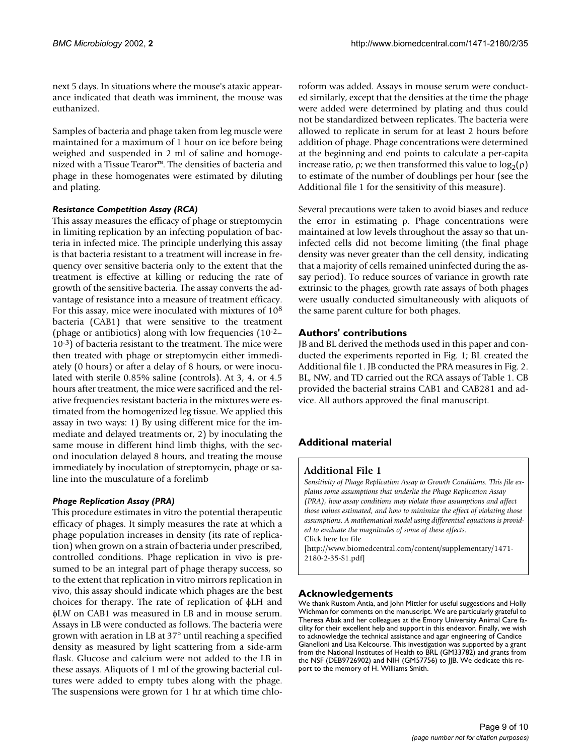next 5 days. In situations where the mouse's ataxic appearance indicated that death was imminent, the mouse was euthanized.

Samples of bacteria and phage taken from leg muscle were maintained for a maximum of 1 hour on ice before being weighed and suspended in 2 ml of saline and homogenized with a Tissue Tearor™. The densities of bacteria and phage in these homogenates were estimated by diluting and plating.

### *Resistance Competition Assay (RCA)*

This assay measures the efficacy of phage or streptomycin in limiting replication by an infecting population of bacteria in infected mice. The principle underlying this assay is that bacteria resistant to a treatment will increase in frequency over sensitive bacteria only to the extent that the treatment is effective at killing or reducing the rate of growth of the sensitive bacteria. The assay converts the advantage of resistance into a measure of treatment efficacy. For this assay, mice were inoculated with mixtures of $10^8$ bacteria (CAB1) that were sensitive to the treatment (phage or antibiotics) along with low frequencies ($10^{-2}$–$10^{-3}$) of bacteria resistant to the treatment. The mice were then treated with phage or streptomycin either immediately (0 hours) or after a delay of 8 hours, or were inoculated with sterile 0.85% saline (controls). At 3, 4, or 4.5 hours after treatment, the mice were sacrificed and the relative frequencies resistant bacteria in the mixtures were estimated from the homogenized leg tissue. We applied this assay in two ways: 1) By using different mice for the immediate and delayed treatments or, 2) by inoculating the same mouse in different hind limb thighs, with the second inoculation delayed 8 hours, and treating the mouse immediately by inoculation of streptomycin, phage or saline into the musculature of a forelimb

### *Phage Replication Assay (PRA)*

This procedure estimates in vitro the potential therapeutic efficacy of phages. It simply measures the rate at which a phage population increases in density (its rate of replication) when grown on a strain of bacteria under prescribed, controlled conditions. Phage replication in vivo is presumed to be an integral part of phage therapy success, so to the extent that replication in vitro mirrors replication in vivo, this assay should indicate which phages are the best choices for therapy. The rate of replication of ϕLH and ϕLW on CAB1 was measured in LB and in mouse serum. Assays in LB were conducted as follows. The bacteria were grown with aeration in LB at 37° until reaching a specified density as measured by light scattering from a side-arm flask. Glucose and calcium were not added to the LB in these assays. Aliquots of 1 ml of the growing bacterial cultures were added to empty tubes along with the phage. The suspensions were grown for 1 hr at which time chloroform was added. Assays in mouse serum were conducted similarly, except that the densities at the time the phage were added were determined by plating and thus could not be standardized between replicates. The bacteria were allowed to replicate in serum for at least 2 hours before addition of phage. Phage concentrations were determined at the beginning and end points to calculate a per-capita increase ratio, $\rho$; we then transformed this value to $\log_2(\rho)$ to estimate of the number of doublings per hour (see the Additional file 1 for the sensitivity of this measure).

Several precautions were taken to avoid biases and reduce the error in estimating $\rho$. Phage concentrations were maintained at low levels throughout the assay so that uninfected cells did not become limiting (the final phage density was never greater than the cell density, indicating that a majority of cells remained uninfected during the assay period). To reduce sources of variance in growth rate extrinsic to the phages, growth rate assays of both phages were usually conducted simultaneously with aliquots of the same parent culture for both phages.

## Authors' contributions

JB and BL derived the methods used in this paper and conducted the experiments reported in Fig. 1; BL created the Additional file 1. JB conducted the PRA measures in Fig. 2. BL, NW, and TD carried out the RCA assays of Table 1. CB provided the bacterial strains CAB1 and CAB281 and advice. All authors approved the final manuscript.

## Additional material

### Additional File 1

*Sensitivity of Phage Replication Assay to Growth Conditions. This file explains some assumptions that underlie the Phage Replication Assay (PRA), how assay conditions may violate those assumptions and affect those values estimated, and how to minimize the effect of violating those assumptions. A mathematical model using differential equations is provided to evaluate the magnitudes of some of these effects.*
Click here for file
[http://www.biomedcentral.com/content/supplementary/1471-2180-2-35-S1.pdf]

## Acknowledgements

We thank Rustom Antia, and John Mittler for useful suggestions and Holly Wichman for comments on the manuscript. We are particularly grateful to Theresa Abak and her colleagues at the Emory University Animal Care facility for their excellent help and support in this endeavor. Finally, we wish to acknowledge the technical assistance and agar engineering of Candice Gianelloni and Lisa Kelcourse. This investigation was supported by a grant from the National Institutes of Health to BRL (GM33782) and grants from the NSF (DEB9726902) and NIH (GM57756) to JJB. We dedicate this report to the memory of H. Williams Smith.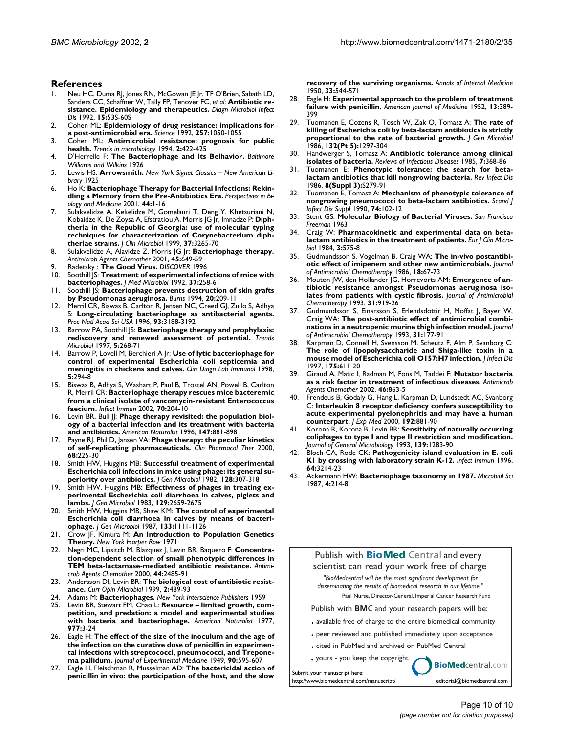## References

1. Neu HC, Duma RJ, Jones RN, McGowan JE Jr, TF O'Brien, Sabath LD, Sanders CC, Schaffner W, Tally FP, Tenover FC, *et al*: **Antibiotic resistance. Epidemiology and therapeutics.** *Diagn Microbiol Infect Dis* 1992, **15:**53S-60S
2. Cohen ML: **Epidemiology of drug resistance: implications for a post-antimicrobial era.** *Science* 1992, **257:**1050-1055
3. Cohen ML: **Antimicrobial resistance: prognosis for public health.** *Trends in microbiology* 1994, **2:**422-425
4. D'Herrelle F: **The Bacteriophage and Its Belhavior.** *Baltimore Williams and Wilkins* 1926
5. Lewis HS: **Arrowsmith.** *New York Signet Classics – New American Library* 1925
6. Ho K: **Bacteriophage Therapy for Bacterial Infections: Rekindling a Memory from the Pre-Antibiotics Era.** *Perspectives in Biology and Medicine* 2001, **44:**1-16
7. Sulakvelidze A, Kekelidze M, Gomelauri T, Deng Y, Khetsuriani N, Kobaidze K, De Zoysa A, Efstratiou A, Morris JG Jr, Imnadze P: **Diphtheria in the Republic of Georgia: use of molecular typing techniques for characterization of Corynebacterium diphtheriae strains.** *J Clin Microbiol* 1999, **37:**3265-70
8. Sulakvelidze A, Alavidze Z, Morris JG Jr: **Bacteriophage therapy.** *Antimicrob Agents Chemother* 2001, **45:**649-59
9. Radetsky : **The Good Virus.** *DISCOVER* 1996
10. Soothill JS: **Treatment of experimental infections of mice with bacteriophages.** *J Med Microbiol* 1992, **37:**258-61
11. Soothill JS: **Bacteriophage prevents destruction of skin grafts by Pseudomonas aeruginosa.** *Burns* 1994, **20:**209-11
12. Merril CR, Biswas B, Carlton R, Jensen NC, Creed GJ, Zullo S, Adhya S: **Long-circulating bacteriophage as antibacterial agents.** *Proc Natl Acad Sci USA* 1996, **93:**3188-3192
13. Barrow PA, Soothill JS: **Bacteriophage therapy and prophylaxis: rediscovery and renewed assessment of potential.** *Trends Microbiol* 1997, **5:**268-71
14. Barrow P, Lovell M, Berchieri A Jr: **Use of lytic bacteriophage for control of experimental Escherichia coli septicemia and meningitis in chickens and calves.** *Clin Diagn Lab Immunol* 1998, **5:**294-8
15. Biswas B, Adhya S, Washart P, Paul B, Trostel AN, Powell B, Carlton R, Merril CR: **Bacteriophage therapy rescues mice bacteremic from a clinical isolate of vancomycin-resistant Enterococcus faecium.** *Infect Immun* 2002, **70:**204-10
16. Levin BR, Bull JJ: **Phage therapy revisited: the population biology of a bacterial infection and its treatment with bacteria and antibiotics.** *American Naturalist* 1996, **147:**881-898
17. Payne RJ, Phil D, Jansen VA: **Phage therapy: the peculiar kinetics of self-replicating pharmaceuticals.** *Clin Pharmacol Ther* 2000, **68:**225-30
18. Smith HW, Huggins MB: **Successful treatment of experimental Escherichia coli infections in mice using phage: its general superiority over antibiotics.** *J Gen Microbiol* 1982, **128:**307-318
19. Smith HW, Huggins MB: **Effectivness of phages in treating experimental Escherichia coli diarrhoea in calves, piglets and lambs.** *J Gen Microbiol* 1983, **129:**2659-2675
20. Smith HW, Huggins MB, Shaw KM: **The control of experimental Escherichia coli diarrhoea in calves by means of bacteriophage.** *J Gen Microbiol* 1987, **133:**1111-1126
21. Crow JF, Kimura M: **An Introduction to Population Genetics Theory.** *New York Harper Row* 1971
22. Negri MC, Lipsitch M, Blazquez J, Levin BR, Baquero F: **Concentration-dependent selection of small phenotypic differences in TEM beta-lactamase-mediated antibiotic resistance.** *Antimicrob Agents Chemother* 2000, **44:**2485-91
23. Andersson DI, Levin BR: **The biological cost of antibiotic resistance.** *Curr Opin Microbiol* 1999, **2:**489-93
24. Adams M: **Bacteriophages.** *New York Interscience Publishers* 1959
25. Levin BR, Stewart FM, Chao L: **Resource – limited growth, competition, and predation: a model and experimental studies with bacteria and bacteriophage.** *American Naturalist* 1977, **977:**3-24
26. Eagle H: **The effect of the size of the inoculum and the age of the infection on the curative dose of penicillin in experimental infections with streptococci, pneumococci, and Treponema pallidum.** *Journal of Experimental Medicine* 1949, **90:**595-607
27. Eagle H, Fleischman R, Musselman AD: **The bactericidal action of penicillin in vivo: the participation of the host, and the slow recovery of the surviving organisms.** *Annals of Internal Medicine* 1950, **33:**544-571
28. Eagle H: **Experimental approach to the problem of treatment failure with penicillin.** *American Journal of Medicine* 1952, **13:**389-399
29. Tuomanen E, Cozens R, Tosch W, Zak O, Tomasz A: **The rate of killing of Escherichia coli by beta-lactam antibiotics is strictly proportional to the rate of bacterial growth.** *J Gen Microbiol* 1986, **132(Pt 5):**1297-304
30. Handwerger S, Tomasz A: **Antibiotic tolerance among clinical isolates of bacteria.** *Reviews of Infectious Diseases* 1985, **7:**368-86
31. Tuomanen E: **Phenotypic tolerance: the search for beta-lactam antibiotics that kill nongrowing bacteria.** *Rev Infect Dis* 1986, **8(Suppl 3):**S279-91
32. Tuomanen E, Tomasz A: **Mechanism of phenotypic tolerance of nongrowing pneumococci to beta-lactam antibiotics.** *Scand J Infect Dis Suppl* 1990, **74:**102-12
33. Stent GS: **Molecular Biology of Bacterial Viruses.** *San Francisco Freeman* 1963
34. Craig W: **Pharmacokinetic and experimental data on beta-lactam antibiotics in the treatment of patients.** *Eur J Clin Microbiol* 1984, **3:**575-8
35. Gudmundsson S, Vogelman B, Craig WA: **The in-vivo postantibiotic effect of imipenem and other new antimicrobials.** *Journal of Antimicrobial Chemotherapy* 1986, **18:**67-73
36. Mouton JW, den Hollander JG, Horrevorts AM: **Emergence of antibiotic resistance amongst Pseudomonas aeruginosa isolates from patients with cystic fibrosis.** *Journal of Antimicrobial Chemotherapy* 1993, **31:**919-26
37. Gudmundsson S, Einarsson S, Erlendsdottir H, Moffat J, Bayer W, Craig WA: **The post-antibiotic effect of antimicrobial combinations in a neutropenic murine thigh infection model.** *Journal of Antimicrobial Chemotherapy* 1993, **31:**177-91
38. Karpman D, Connell H, Svensson M, Scheutz F, Alm P, Svanborg C: **The role of lipopolysaccharide and Shiga-like toxin in a mouse model of Escherichia coli O157:H7 infection.** *J Infect Dis* 1997, **175:**611-20
39. Giraud A, Matic I, Radman M, Fons M, Taddei F: **Mutator bacteria as a risk factor in treatment of infectious diseases.** *Antimicrob Agents Chemother* 2002, **46:**863-5
40. Frendeus B, Godaly G, Hang L, Karpman D, Lundstedt AC, Svanborg C: **Interleukin 8 receptor deficiency confers susceptibility to acute experimental pyelonephritis and may have a human counterpart.** *J Exp Med* 2000, **192:**881-90
41. Korona R, Korona B, Levin BR: **Sensitivity of naturally occurring coliphages to type I and type II restriction and modification.** *Journal of General Microbiology* 1993, **139:**1283-90
42. Bloch CA, Rode CK: **Pathogenicity island evaluation in E. coli K1 by crossing with laboratory strain K-12.** *Infect Immun* 1996, **64:**3214-23
43. Ackermann HW: **Bacteriophage taxonomy in 1987.** *Microbiol Sci* 1987, **4:**214-8

Publish with **BioMed** Central and every scientist can read your work free of charge

*"BioMedcentral will be the most significant development for disseminating the results of biomedical research in our lifetime."*
Paul Nurse, Director-General, Imperial Cancer Research Fund

Publish with **BMC** and your research papers will be:

- available free of charge to the entire biomedical community
- peer reviewed and published immediately upon acceptance
- cited in PubMed and archived on PubMed Central
- yours - you keep the copyright

**BioMed**central.com

Submit your manuscript here:
http://www.biomedcentral.com/manuscript/

editorial@biomedcentral.com